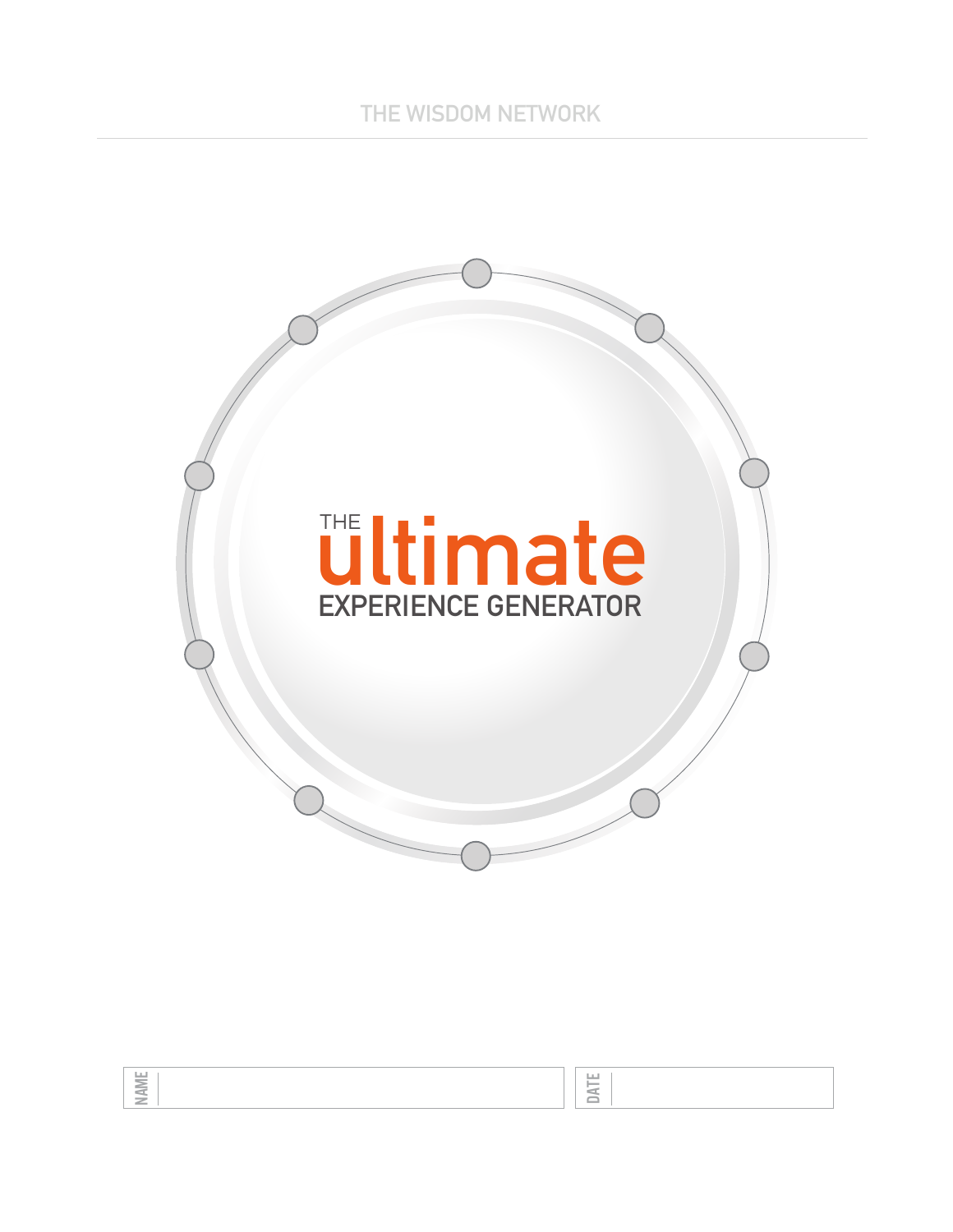THE WISDOM NETWORK

# THE ultimate EXPERIENCE GENERATOR

| NAME | | DATE | |
|---|---|---|---|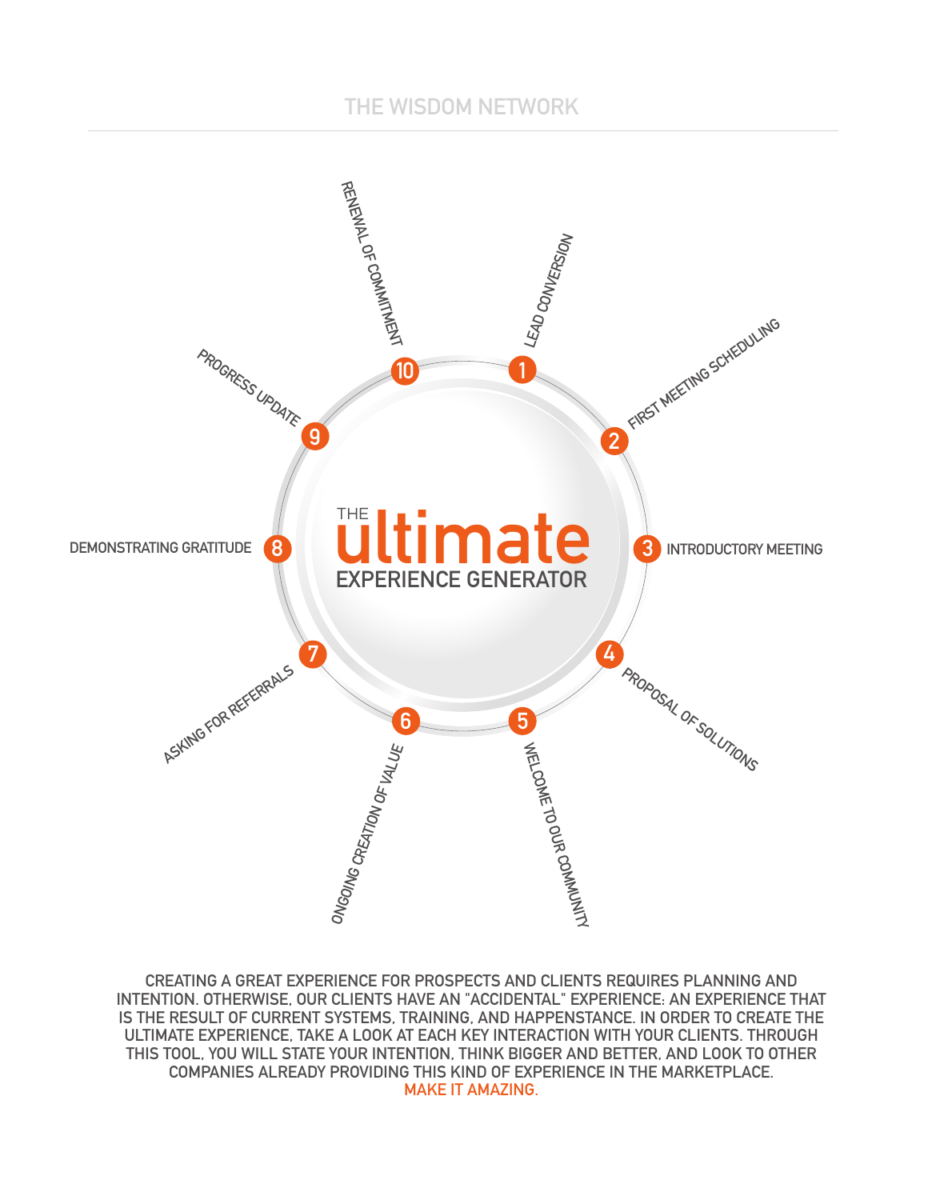THE WISDOM NETWORK

# THE ultimate EXPERIENCE GENERATOR

1. LEAD CONVERSION
2. FIRST MEETING SCHEDULING
3. INTRODUCTORY MEETING
4. PROPOSAL OF SOLUTIONS
5. WELCOME TO OUR COMMUNITY
6. ONGOING CREATION OF VALUE
7. ASKING FOR REFERRALS
8. DEMONSTRATING GRATITUDE
9. PROGRESS UPDATE
10. RENEWAL OF COMMITMENT

CREATING A GREAT EXPERIENCE FOR PROSPECTS AND CLIENTS REQUIRES PLANNING AND INTENTION. OTHERWISE, OUR CLIENTS HAVE AN "ACCIDENTAL" EXPERIENCE: AN EXPERIENCE THAT IS THE RESULT OF CURRENT SYSTEMS, TRAINING, AND HAPPENSTANCE. IN ORDER TO CREATE THE ULTIMATE EXPERIENCE, TAKE A LOOK AT EACH KEY INTERACTION WITH YOUR CLIENTS. THROUGH THIS TOOL, YOU WILL STATE YOUR INTENTION, THINK BIGGER AND BETTER, AND LOOK TO OTHER COMPANIES ALREADY PROVIDING THIS KIND OF EXPERIENCE IN THE MARKETPLACE.

MAKE IT AMAZING.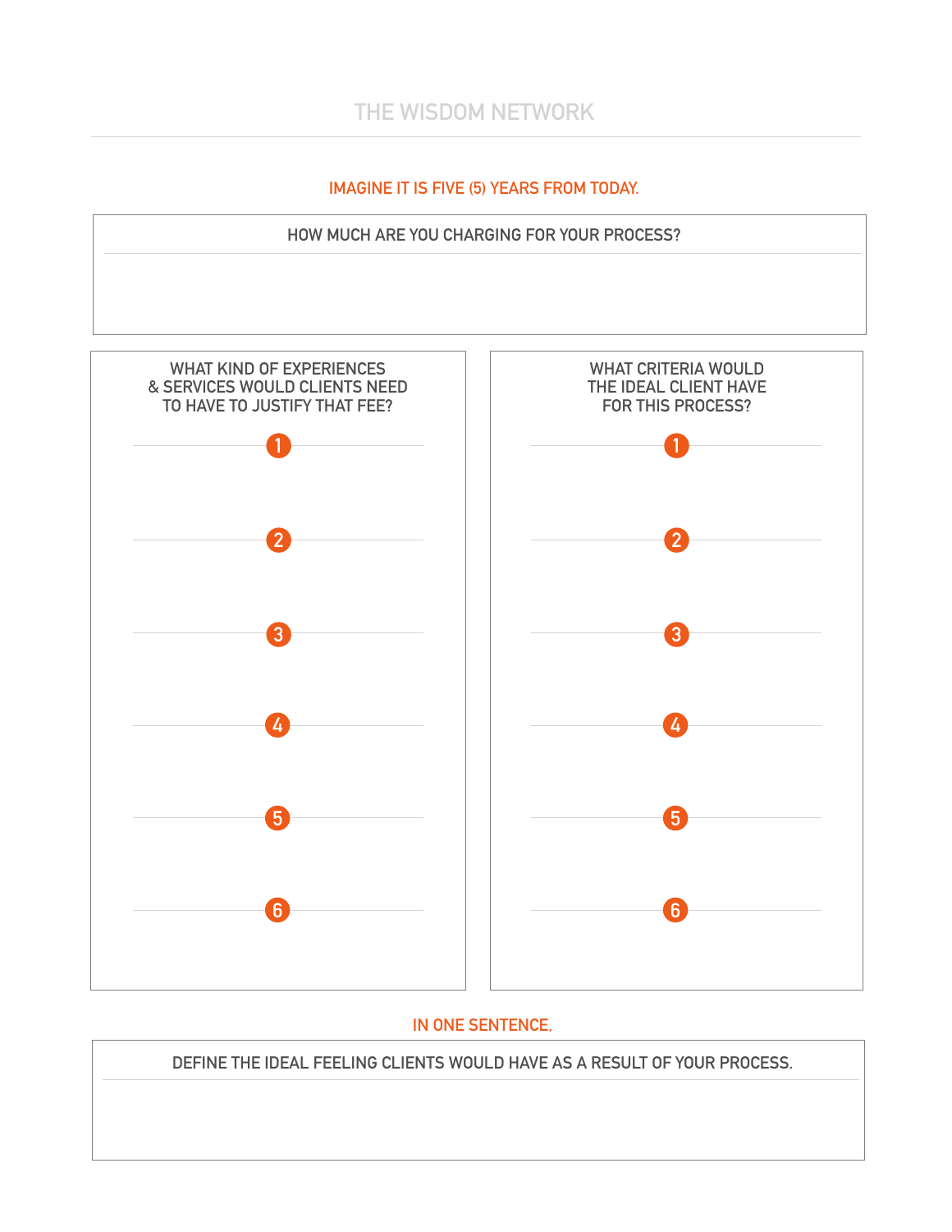# THE WISDOM NETWORK

## IMAGINE IT IS FIVE (5) YEARS FROM TODAY.

### HOW MUCH ARE YOU CHARGING FOR YOUR PROCESS?

### WHAT KIND OF EXPERIENCES & SERVICES WOULD CLIENTS NEED TO HAVE TO JUSTIFY THAT FEE?

1.
2.
3.
4.
5.
6.

### WHAT CRITERIA WOULD THE IDEAL CLIENT HAVE FOR THIS PROCESS?

1.
2.
3.
4.
5.
6.

## IN ONE SENTENCE,

### DEFINE THE IDEAL FEELING CLIENTS WOULD HAVE AS A RESULT OF YOUR PROCESS.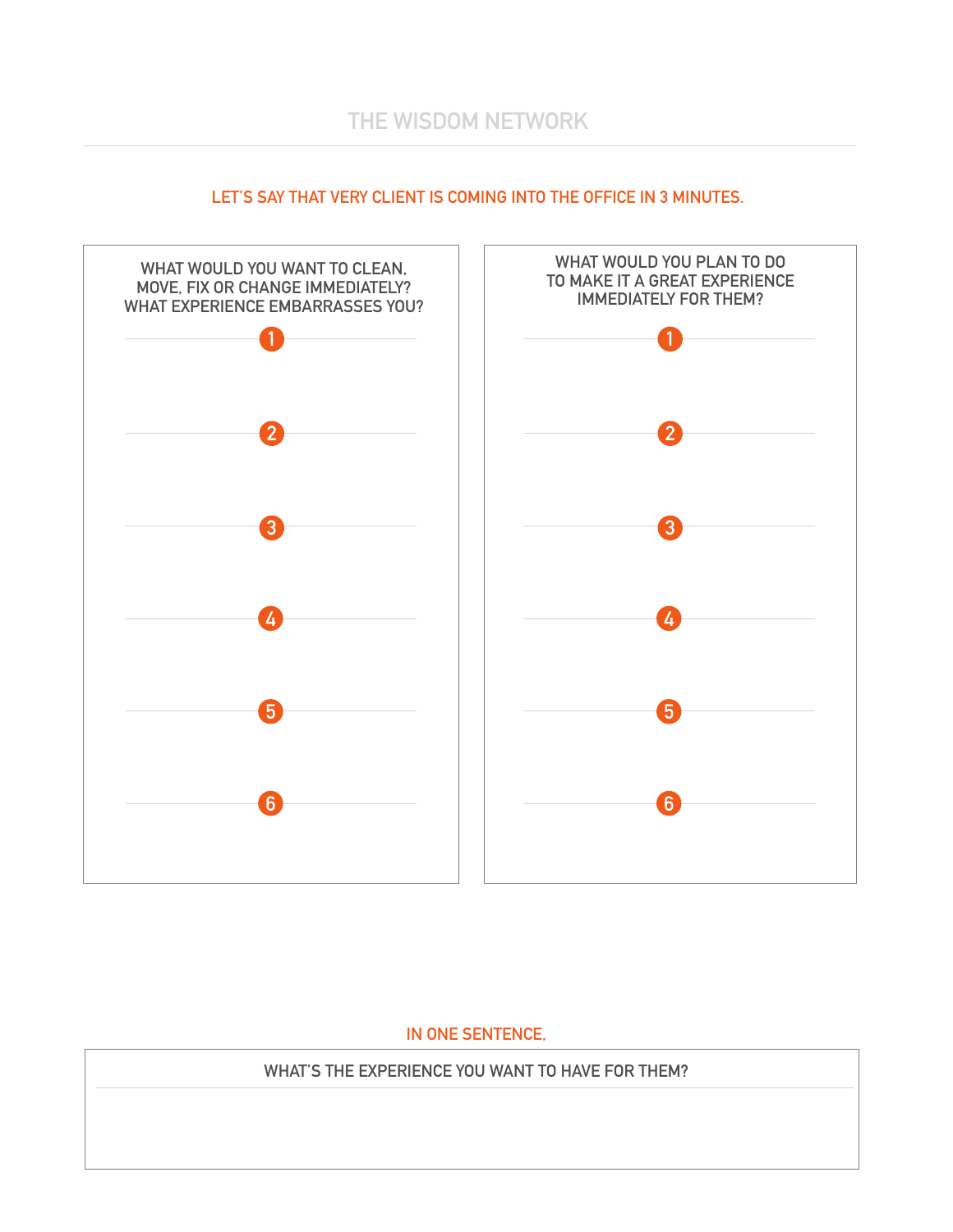## LET'S SAY THAT VERY CLIENT IS COMING INTO THE OFFICE IN 3 MINUTES.

| WHAT WOULD YOU WANT TO CLEAN, MOVE, FIX OR CHANGE IMMEDIATELY? WHAT EXPERIENCE EMBARRASSES YOU? | WHAT WOULD YOU PLAN TO DO TO MAKE IT A GREAT EXPERIENCE IMMEDIATELY FOR THEM? |
|---|---|
| 1 | 1 |
| 2 | 2 |
| 3 | 3 |
| 4 | 4 |
| 5 | 5 |
| 6 | 6 |

## IN ONE SENTENCE,

WHAT'S THE EXPERIENCE YOU WANT TO HAVE FOR THEM?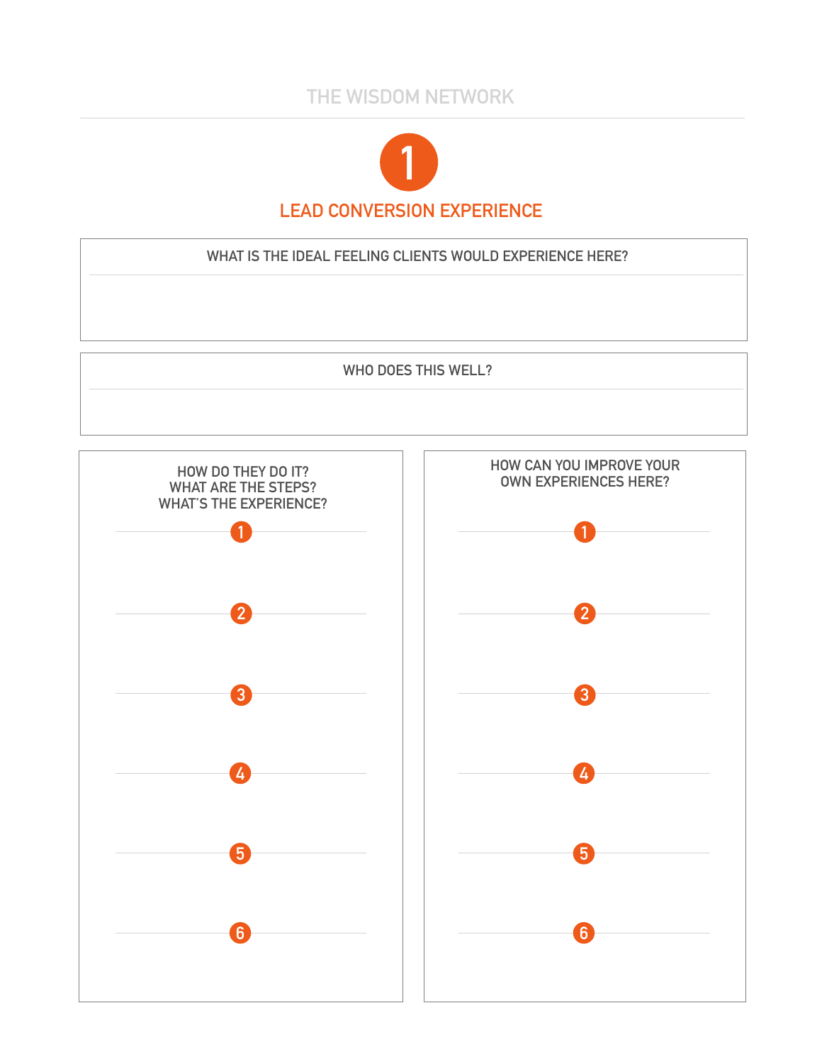THE WISDOM NETWORK

# 1

## LEAD CONVERSION EXPERIENCE

**WHAT IS THE IDEAL FEELING CLIENTS WOULD EXPERIENCE HERE?**

**WHO DOES THIS WELL?**

**HOW DO THEY DO IT? WHAT ARE THE STEPS? WHAT'S THE EXPERIENCE?**

1.
2.
3.
4.
5.
6.

**HOW CAN YOU IMPROVE YOUR OWN EXPERIENCES HERE?**

1.
2.
3.
4.
5.
6.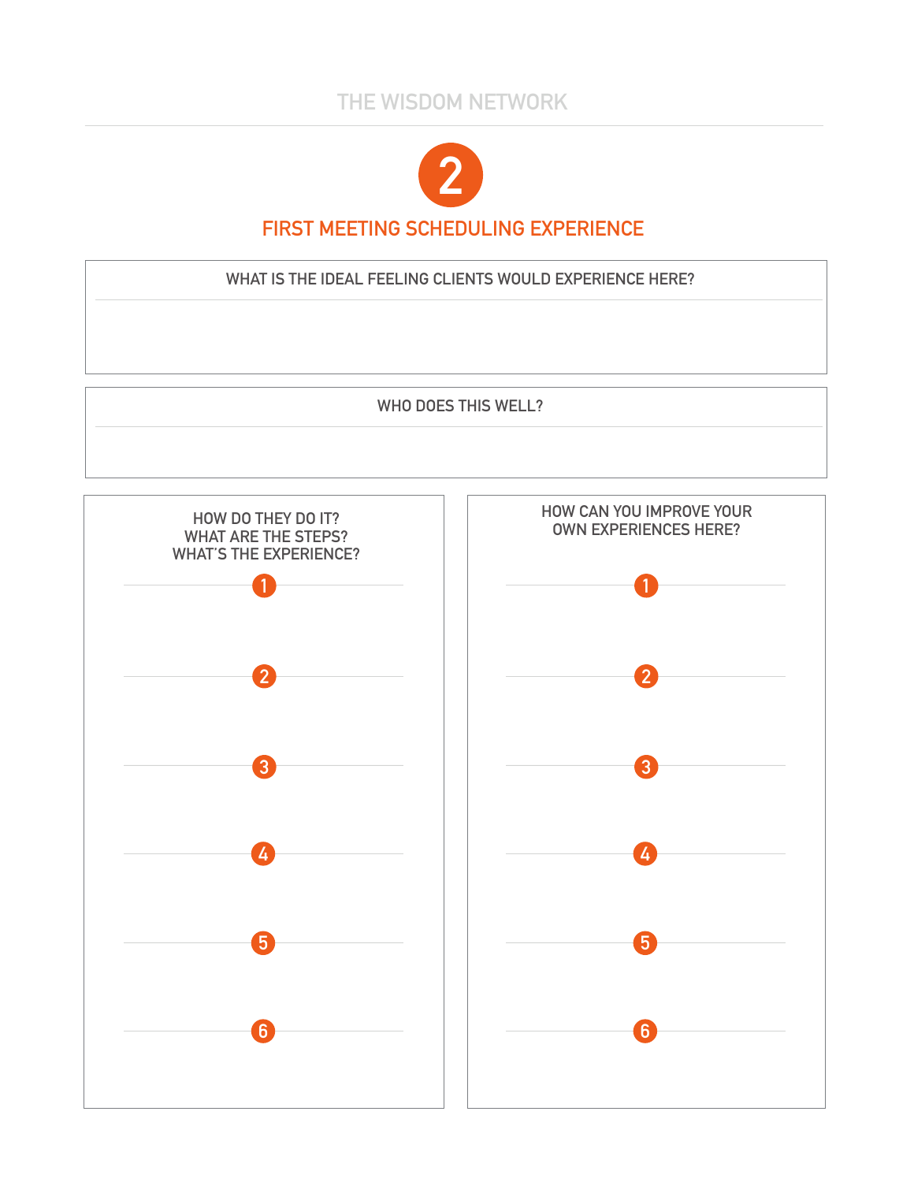# 2

## FIRST MEETING SCHEDULING EXPERIENCE

### WHAT IS THE IDEAL FEELING CLIENTS WOULD EXPERIENCE HERE?

### WHO DOES THIS WELL?

### HOW DO THEY DO IT? WHAT ARE THE STEPS? WHAT'S THE EXPERIENCE?

1.
2.
3.
4.
5.
6.

### HOW CAN YOU IMPROVE YOUR OWN EXPERIENCES HERE?

1.
2.
3.
4.
5.
6.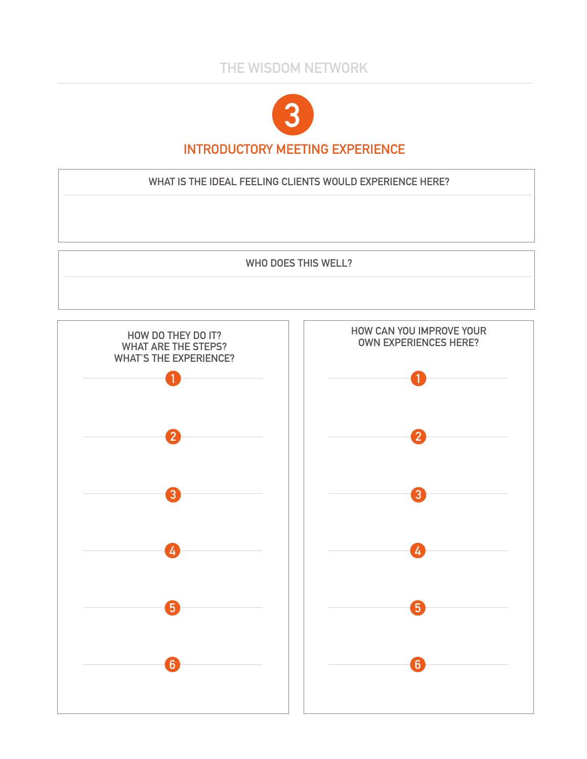# 3

## INTRODUCTORY MEETING EXPERIENCE

### WHAT IS THE IDEAL FEELING CLIENTS WOULD EXPERIENCE HERE?

### WHO DOES THIS WELL?

### HOW DO THEY DO IT? WHAT ARE THE STEPS? WHAT'S THE EXPERIENCE?

1.
2.
3.
4.
5.
6.

### HOW CAN YOU IMPROVE YOUR OWN EXPERIENCES HERE?

1.
2.
3.
4.
5.
6.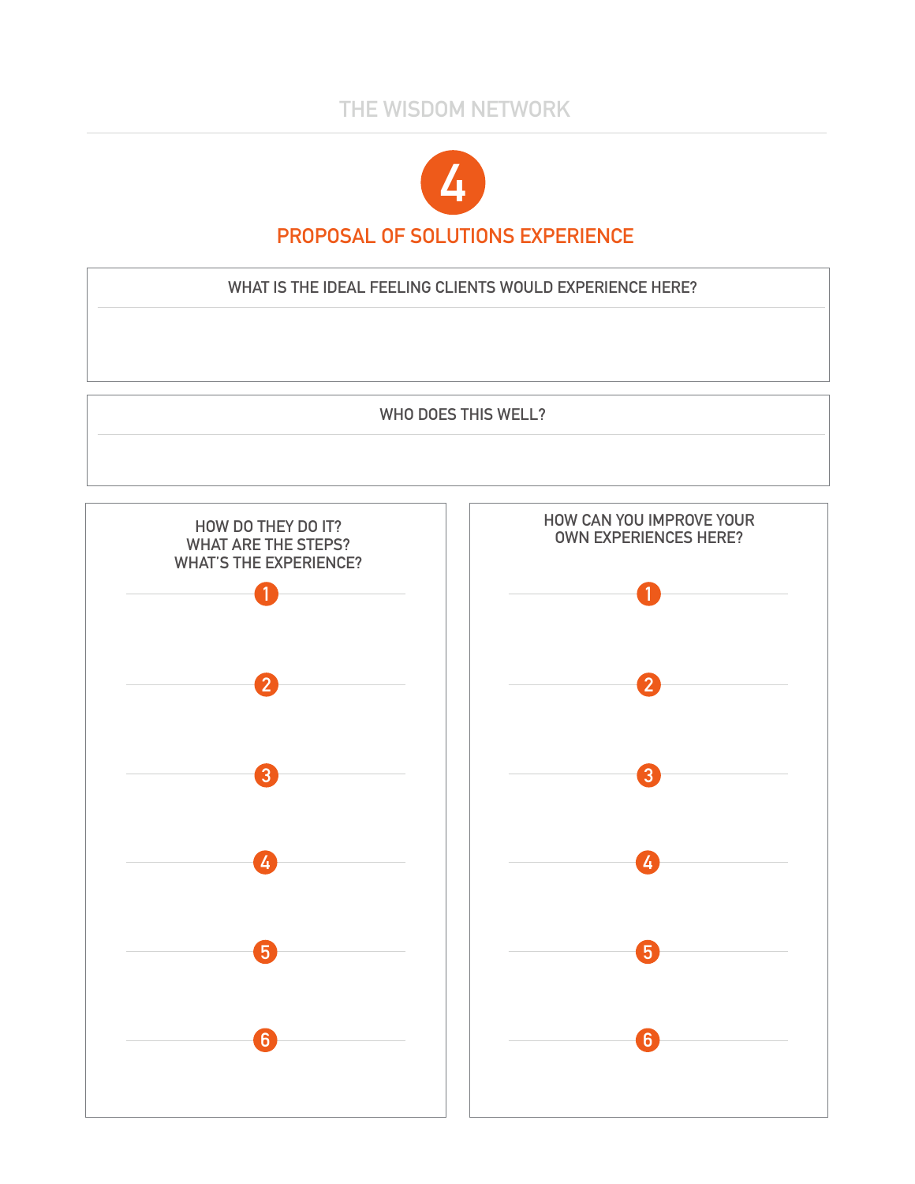# 4

## PROPOSAL OF SOLUTIONS EXPERIENCE

**WHAT IS THE IDEAL FEELING CLIENTS WOULD EXPERIENCE HERE?**

**WHO DOES THIS WELL?**

**HOW DO THEY DO IT? WHAT ARE THE STEPS? WHAT'S THE EXPERIENCE?**

1.
2.
3.
4.
5.
6.

**HOW CAN YOU IMPROVE YOUR OWN EXPERIENCES HERE?**

1.
2.
3.
4.
5.
6.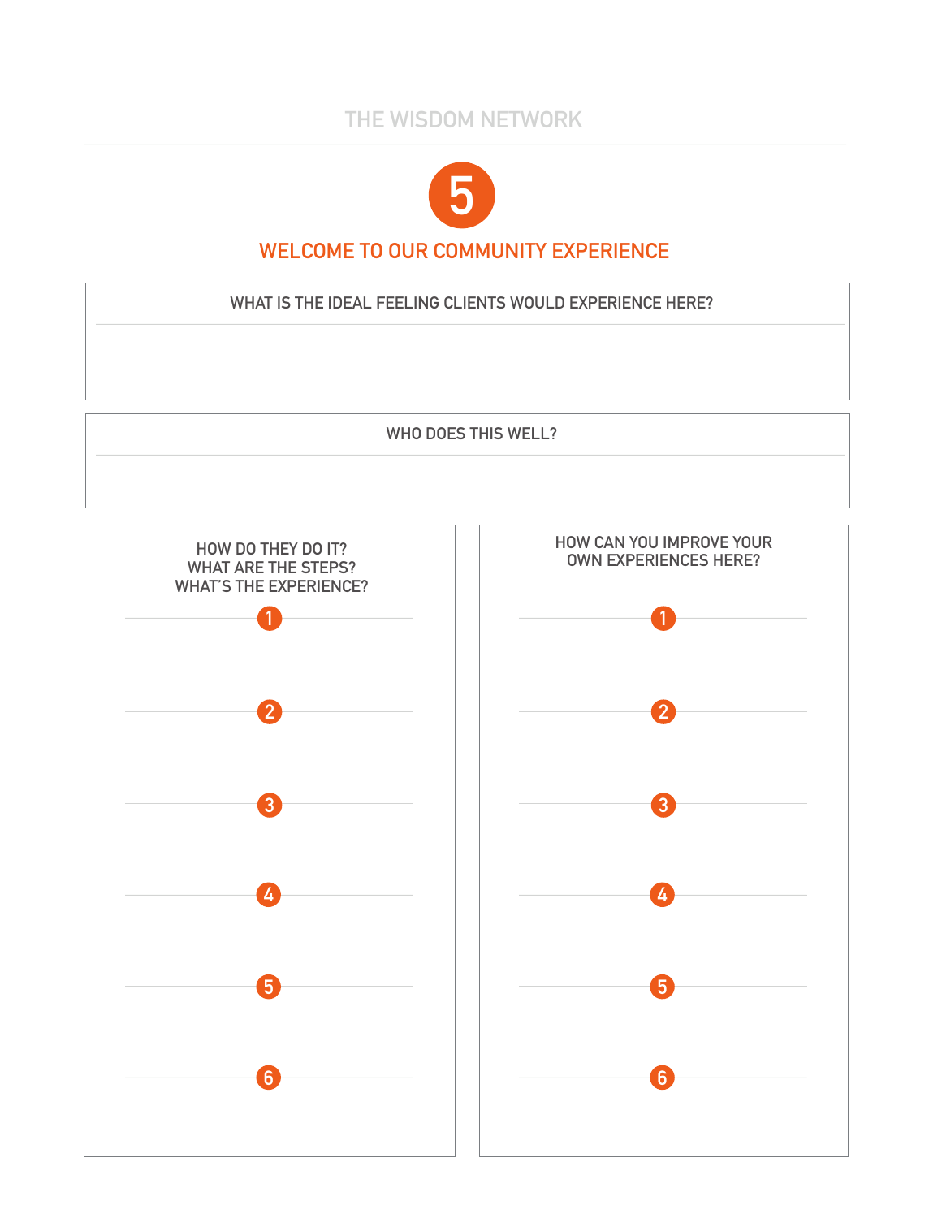THE WISDOM NETWORK

# 5

## WELCOME TO OUR COMMUNITY EXPERIENCE

### WHAT IS THE IDEAL FEELING CLIENTS WOULD EXPERIENCE HERE?

### WHO DOES THIS WELL?

### HOW DO THEY DO IT? WHAT ARE THE STEPS? WHAT'S THE EXPERIENCE?

1.
2.
3.
4.
5.
6.

### HOW CAN YOU IMPROVE YOUR OWN EXPERIENCES HERE?

1.
2.
3.
4.
5.
6.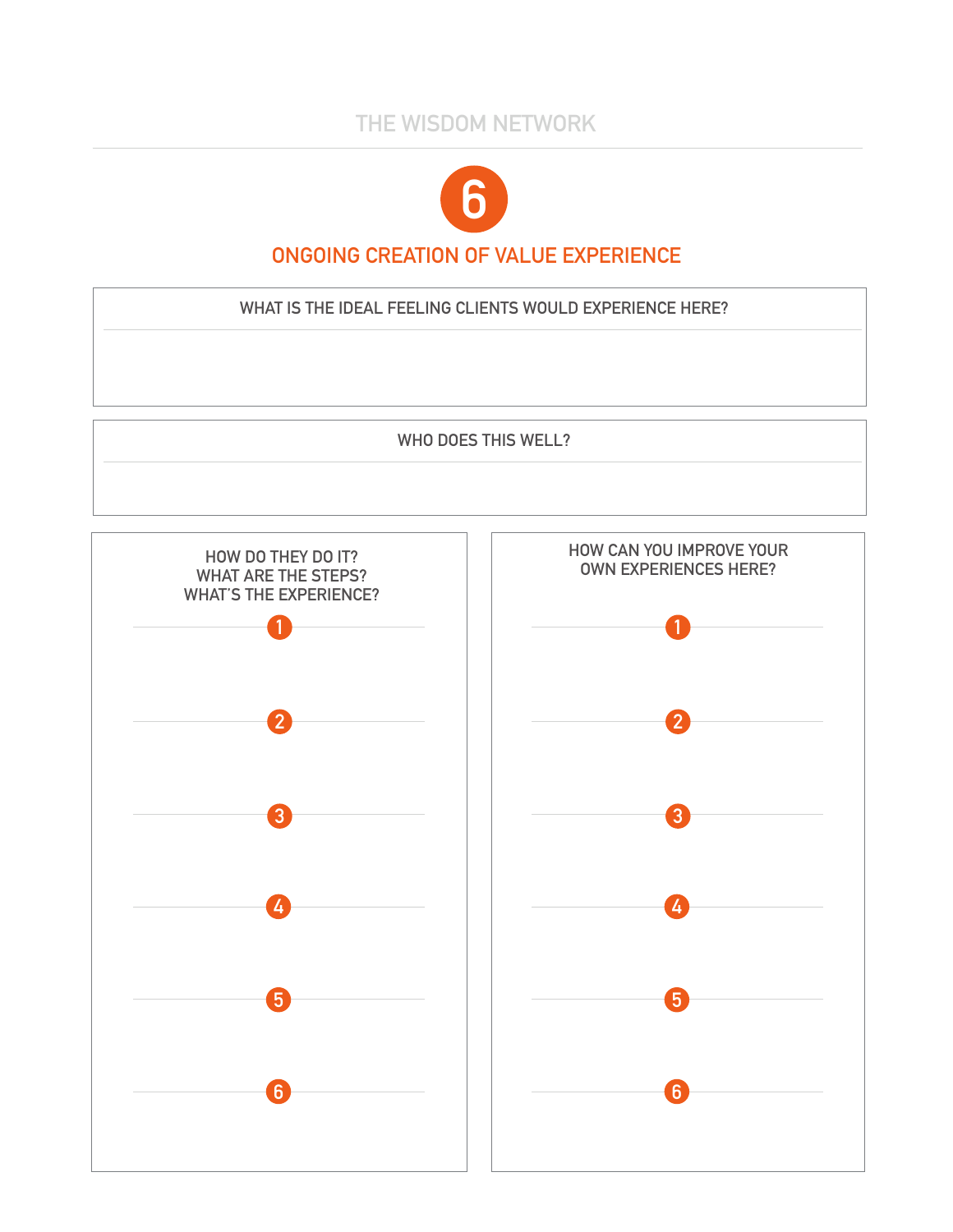# 6

## ONGOING CREATION OF VALUE EXPERIENCE

### WHAT IS THE IDEAL FEELING CLIENTS WOULD EXPERIENCE HERE?

### WHO DOES THIS WELL?

### HOW DO THEY DO IT? WHAT ARE THE STEPS? WHAT'S THE EXPERIENCE?

1.
2.
3.
4.
5.
6.

### HOW CAN YOU IMPROVE YOUR OWN EXPERIENCES HERE?

1.
2.
3.
4.
5.
6.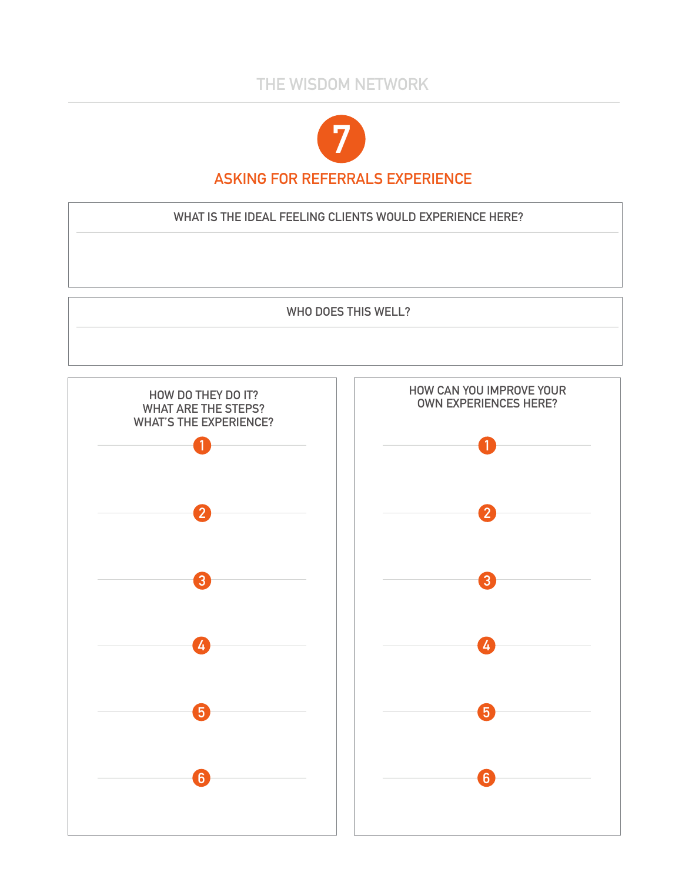# 7

## ASKING FOR REFERRALS EXPERIENCE

### WHAT IS THE IDEAL FEELING CLIENTS WOULD EXPERIENCE HERE?

### WHO DOES THIS WELL?

### HOW DO THEY DO IT? WHAT ARE THE STEPS? WHAT'S THE EXPERIENCE?

1.
2.
3.
4.
5.
6.

### HOW CAN YOU IMPROVE YOUR OWN EXPERIENCES HERE?

1.
2.
3.
4.
5.
6.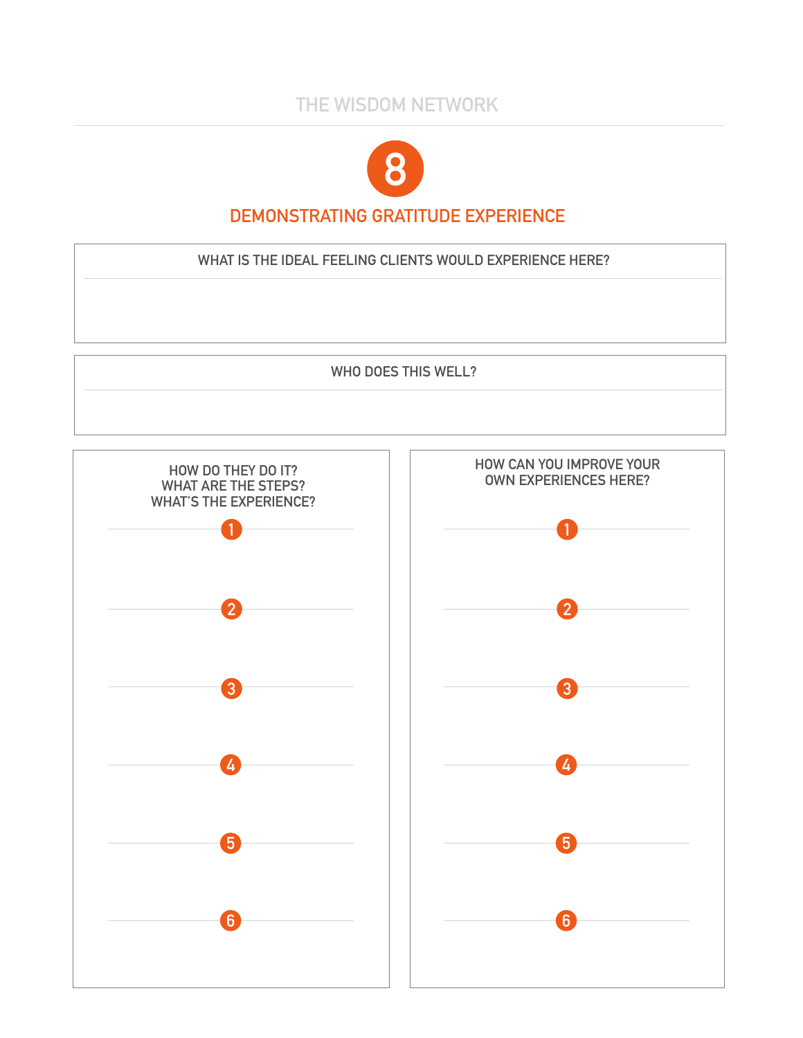THE WISDOM NETWORK

# 8

## DEMONSTRATING GRATITUDE EXPERIENCE

### WHAT IS THE IDEAL FEELING CLIENTS WOULD EXPERIENCE HERE?

### WHO DOES THIS WELL?

### HOW DO THEY DO IT? WHAT ARE THE STEPS? WHAT'S THE EXPERIENCE?

1.
2.
3.
4.
5.
6.

### HOW CAN YOU IMPROVE YOUR OWN EXPERIENCES HERE?

1.
2.
3.
4.
5.
6.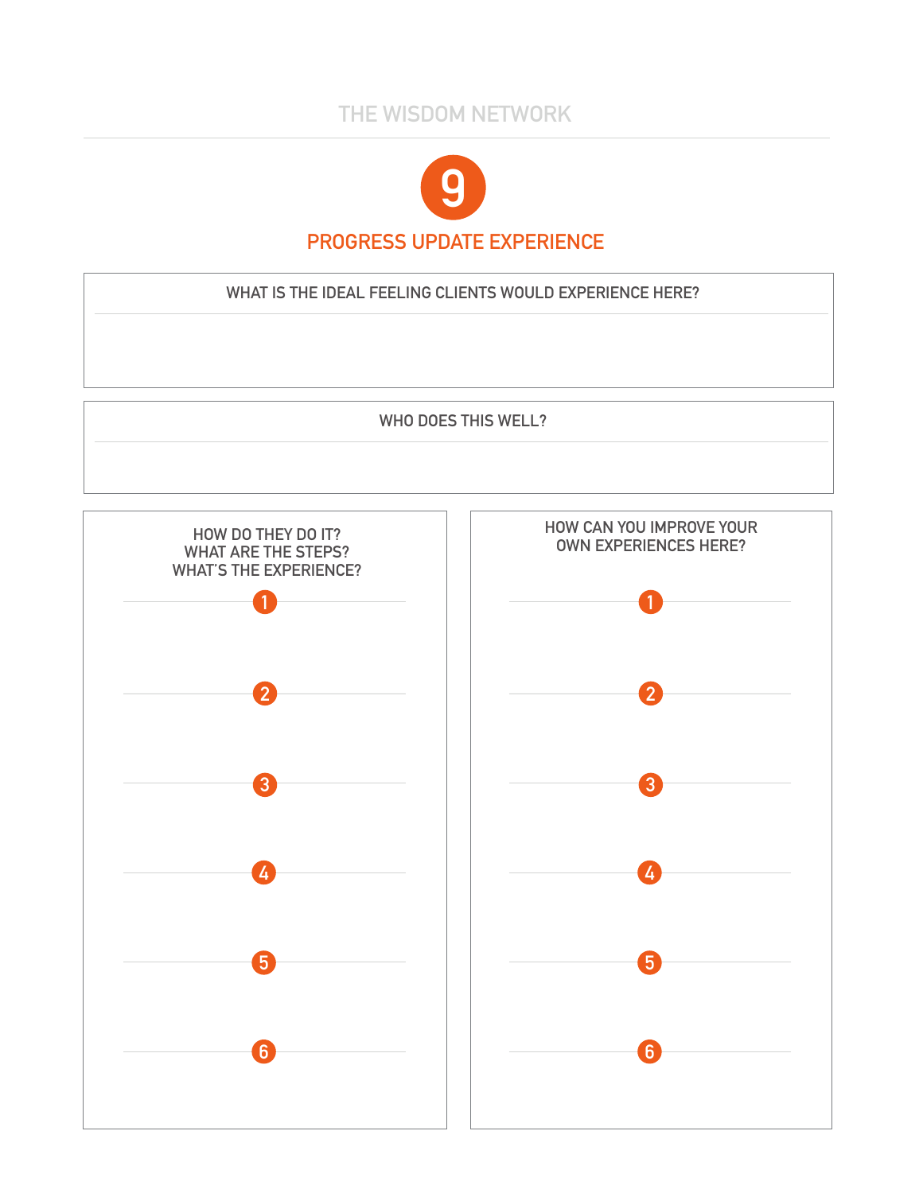# 9

## PROGRESS UPDATE EXPERIENCE

### WHAT IS THE IDEAL FEELING CLIENTS WOULD EXPERIENCE HERE?

### WHO DOES THIS WELL?

### HOW DO THEY DO IT? WHAT ARE THE STEPS? WHAT'S THE EXPERIENCE?

1.
2.
3.
4.
5.
6.

### HOW CAN YOU IMPROVE YOUR OWN EXPERIENCES HERE?

1.
2.
3.
4.
5.
6.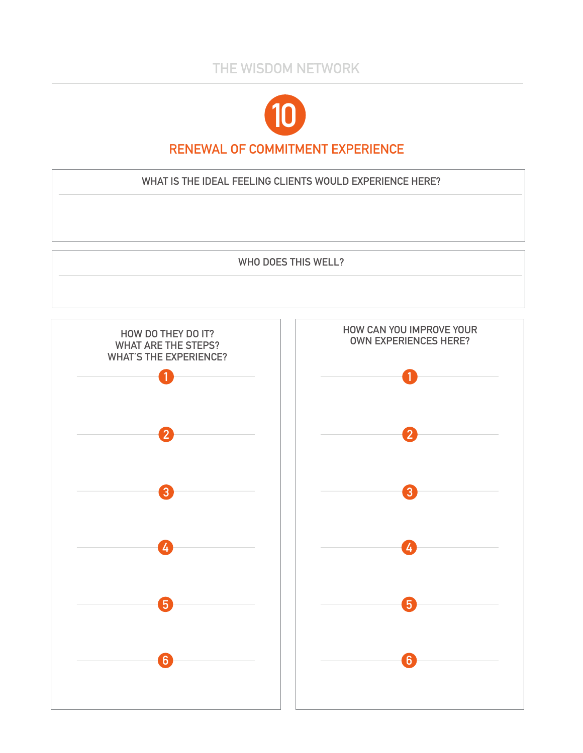# 10

## RENEWAL OF COMMITMENT EXPERIENCE

### WHAT IS THE IDEAL FEELING CLIENTS WOULD EXPERIENCE HERE?

### WHO DOES THIS WELL?

### HOW DO THEY DO IT? WHAT ARE THE STEPS? WHAT'S THE EXPERIENCE?

1.
2.
3.
4.
5.
6.

### HOW CAN YOU IMPROVE YOUR OWN EXPERIENCES HERE?

1.
2.
3.
4.
5.
6.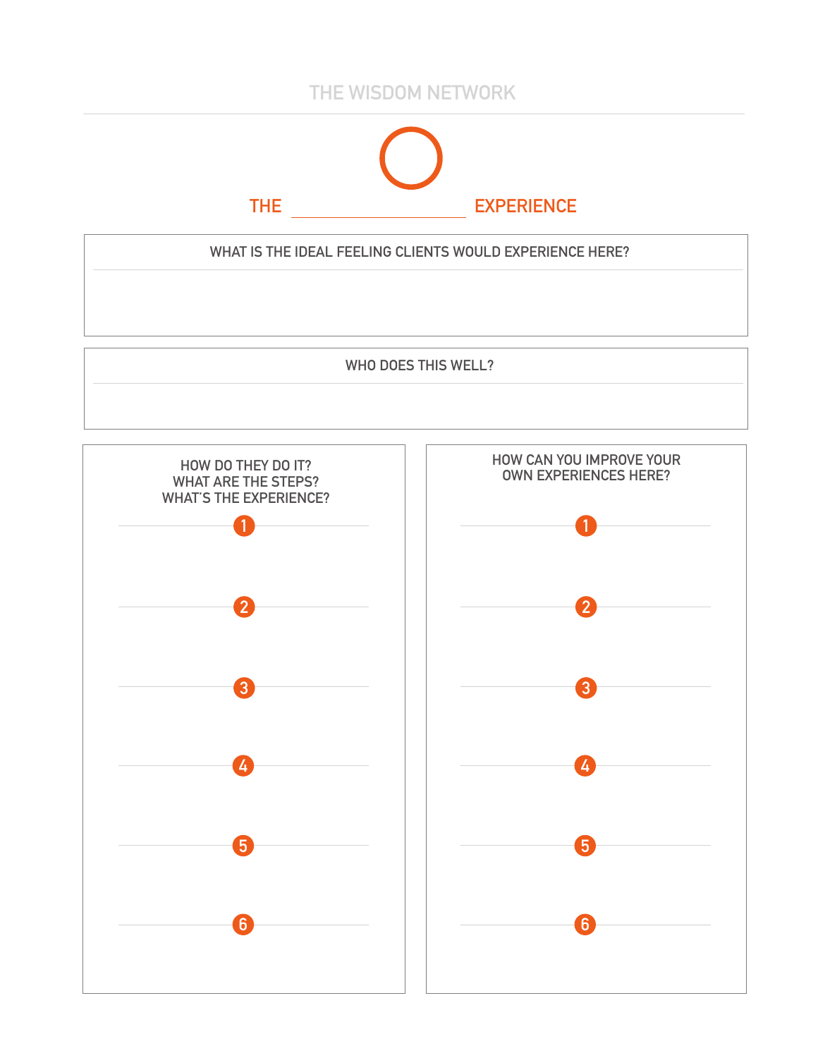THE WISDOM NETWORK

# THE ____________________ EXPERIENCE

## WHAT IS THE IDEAL FEELING CLIENTS WOULD EXPERIENCE HERE?

## WHO DOES THIS WELL?

## HOW DO THEY DO IT? WHAT ARE THE STEPS? WHAT'S THE EXPERIENCE?

1.
2.
3.
4.
5.
6.

## HOW CAN YOU IMPROVE YOUR OWN EXPERIENCES HERE?

1.
2.
3.
4.
5.
6.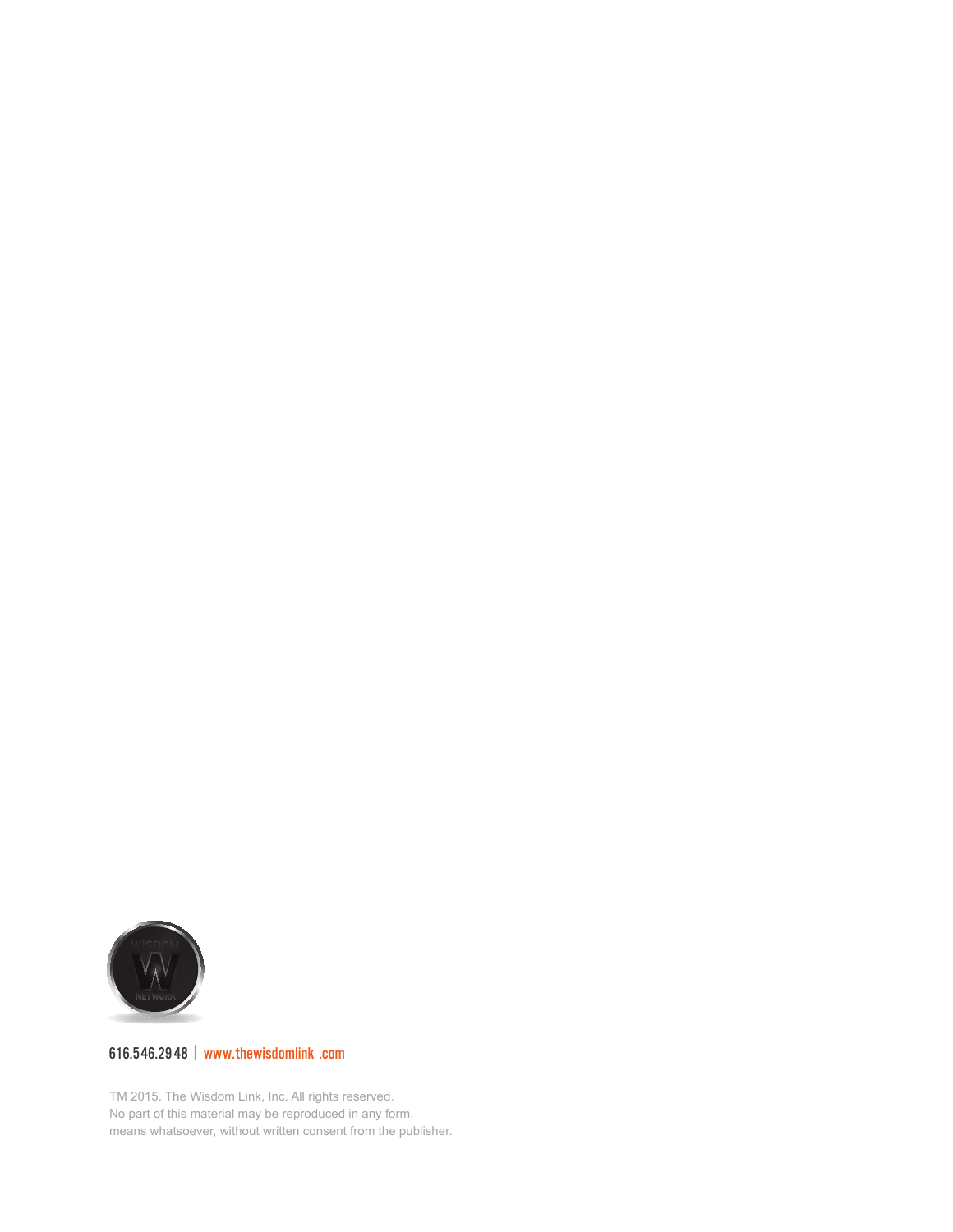616.546.2948 | www.thewisdomlink.com

TM 2015. The Wisdom Link, Inc. All rights reserved.
No part of this material may be reproduced in any form,
means whatsoever, without written consent from the publisher.